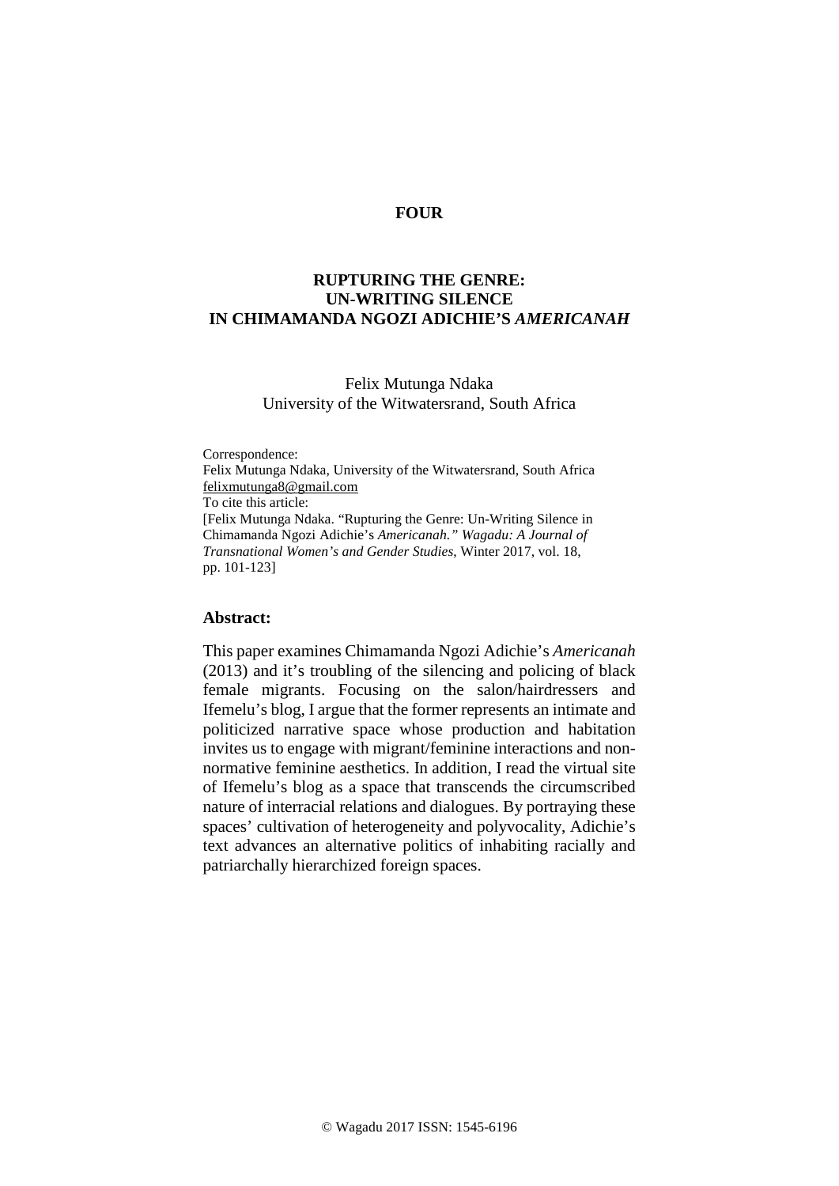**FOUR**

# RUPTURING THE GENRE: UN-WRITING SILENCE IN CHIMAMANDA NGOZI ADICHIE'S *AMERICANAH*

Felix Mutunga Ndaka
University of the Witwatersrand, South Africa

Correspondence:
Felix Mutunga Ndaka, University of the Witwatersrand, South Africa
felixmutunga8@gmail.com
To cite this article:
[Felix Mutunga Ndaka. "Rupturing the Genre: Un-Writing Silence in Chimamanda Ngozi Adichie's *Americanah." Wagadu: A Journal of Transnational Women's and Gender Studies,* Winter 2017, vol. 18, pp. 101-123]

## Abstract:

This paper examines Chimamanda Ngozi Adichie's *Americanah* (2013) and it's troubling of the silencing and policing of black female migrants. Focusing on the salon/hairdressers and Ifemelu's blog, I argue that the former represents an intimate and politicized narrative space whose production and habitation invites us to engage with migrant/feminine interactions and non-normative feminine aesthetics. In addition, I read the virtual site of Ifemelu's blog as a space that transcends the circumscribed nature of interracial relations and dialogues. By portraying these spaces' cultivation of heterogeneity and polyvocality, Adichie's text advances an alternative politics of inhabiting racially and patriarchally hierarchized foreign spaces.

© Wagadu 2017 ISSN: 1545-6196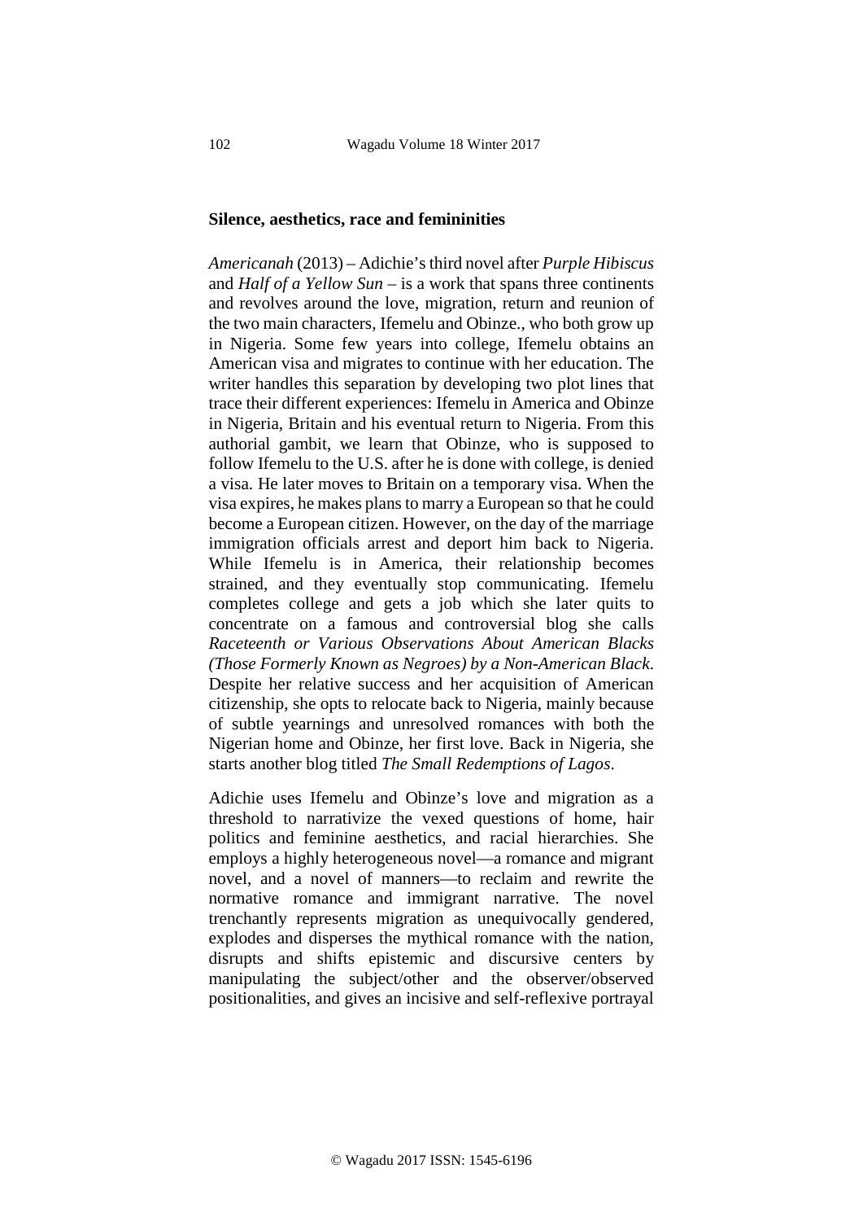### Silence, aesthetics, race and femininities

*Americanah* (2013) – Adichie's third novel after *Purple Hibiscus* and *Half of a Yellow Sun* – is a work that spans three continents and revolves around the love, migration, return and reunion of the two main characters, Ifemelu and Obinze., who both grow up in Nigeria. Some few years into college, Ifemelu obtains an American visa and migrates to continue with her education. The writer handles this separation by developing two plot lines that trace their different experiences: Ifemelu in America and Obinze in Nigeria, Britain and his eventual return to Nigeria. From this authorial gambit, we learn that Obinze, who is supposed to follow Ifemelu to the U.S. after he is done with college, is denied a visa. He later moves to Britain on a temporary visa. When the visa expires, he makes plans to marry a European so that he could become a European citizen. However, on the day of the marriage immigration officials arrest and deport him back to Nigeria. While Ifemelu is in America, their relationship becomes strained, and they eventually stop communicating. Ifemelu completes college and gets a job which she later quits to concentrate on a famous and controversial blog she calls *Raceteenth or Various Observations About American Blacks (Those Formerly Known as Negroes) by a Non-American Black*. Despite her relative success and her acquisition of American citizenship, she opts to relocate back to Nigeria, mainly because of subtle yearnings and unresolved romances with both the Nigerian home and Obinze, her first love. Back in Nigeria, she starts another blog titled *The Small Redemptions of Lagos*.

Adichie uses Ifemelu and Obinze's love and migration as a threshold to narrativize the vexed questions of home, hair politics and feminine aesthetics, and racial hierarchies. She employs a highly heterogeneous novel—a romance and migrant novel, and a novel of manners—to reclaim and rewrite the normative romance and immigrant narrative. The novel trenchantly represents migration as unequivocally gendered, explodes and disperses the mythical romance with the nation, disrupts and shifts epistemic and discursive centers by manipulating the subject/other and the observer/observed positionalities, and gives an incisive and self-reflexive portrayal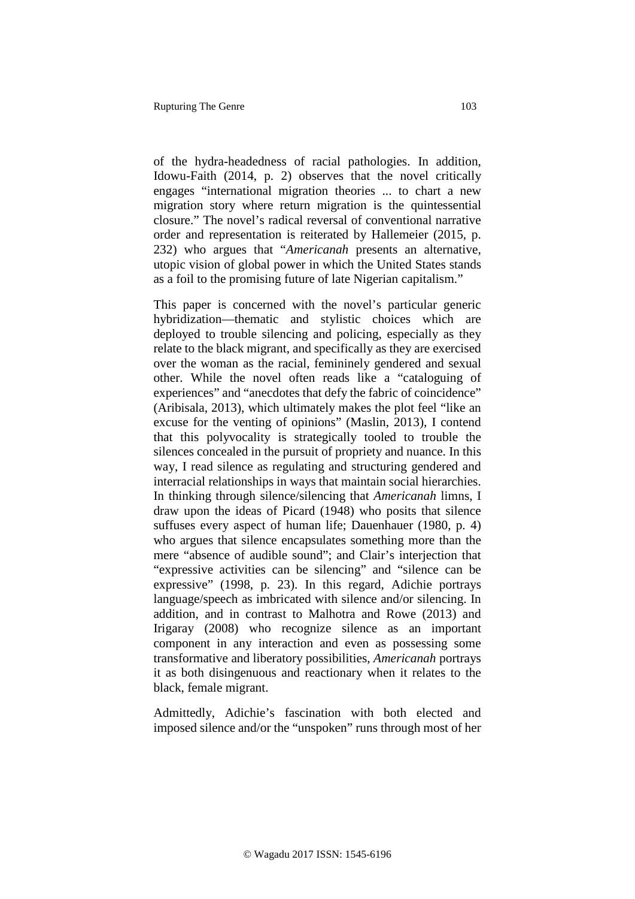of the hydra-headedness of racial pathologies. In addition, Idowu-Faith (2014, p. 2) observes that the novel critically engages "international migration theories ... to chart a new migration story where return migration is the quintessential closure." The novel's radical reversal of conventional narrative order and representation is reiterated by Hallemeier (2015, p. 232) who argues that "*Americanah* presents an alternative, utopic vision of global power in which the United States stands as a foil to the promising future of late Nigerian capitalism."

This paper is concerned with the novel's particular generic hybridization—thematic and stylistic choices which are deployed to trouble silencing and policing, especially as they relate to the black migrant, and specifically as they are exercised over the woman as the racial, femininely gendered and sexual other. While the novel often reads like a "cataloguing of experiences" and "anecdotes that defy the fabric of coincidence" (Aribisala, 2013), which ultimately makes the plot feel "like an excuse for the venting of opinions" (Maslin, 2013), I contend that this polyvocality is strategically tooled to trouble the silences concealed in the pursuit of propriety and nuance. In this way, I read silence as regulating and structuring gendered and interracial relationships in ways that maintain social hierarchies. In thinking through silence/silencing that *Americanah* limns, I draw upon the ideas of Picard (1948) who posits that silence suffuses every aspect of human life; Dauenhauer (1980, p. 4) who argues that silence encapsulates something more than the mere "absence of audible sound"; and Clair's interjection that "expressive activities can be silencing" and "silence can be expressive" (1998, p. 23). In this regard, Adichie portrays language/speech as imbricated with silence and/or silencing. In addition, and in contrast to Malhotra and Rowe (2013) and Irigaray (2008) who recognize silence as an important component in any interaction and even as possessing some transformative and liberatory possibilities, *Americanah* portrays it as both disingenuous and reactionary when it relates to the black, female migrant.

Admittedly, Adichie's fascination with both elected and imposed silence and/or the "unspoken" runs through most of her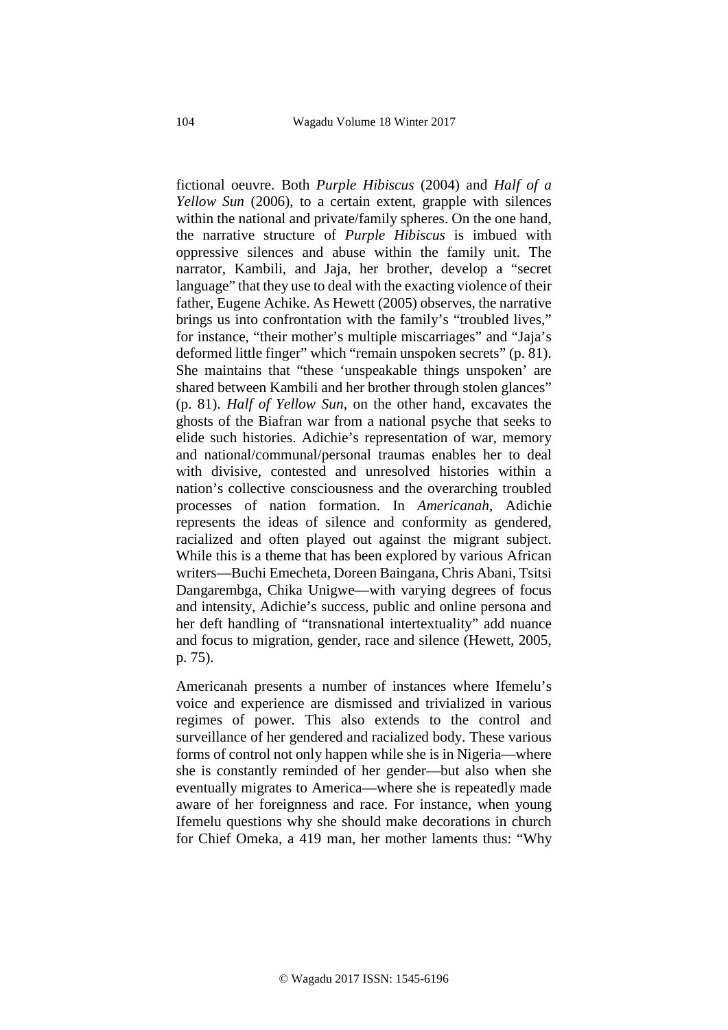fictional oeuvre. Both *Purple Hibiscus* (2004) and *Half of a Yellow Sun* (2006), to a certain extent, grapple with silences within the national and private/family spheres. On the one hand, the narrative structure of *Purple Hibiscus* is imbued with oppressive silences and abuse within the family unit. The narrator, Kambili, and Jaja, her brother, develop a "secret language" that they use to deal with the exacting violence of their father, Eugene Achike. As Hewett (2005) observes, the narrative brings us into confrontation with the family's "troubled lives," for instance, "their mother's multiple miscarriages" and "Jaja's deformed little finger" which "remain unspoken secrets" (p. 81). She maintains that "these 'unspeakable things unspoken' are shared between Kambili and her brother through stolen glances" (p. 81). *Half of Yellow Sun*, on the other hand, excavates the ghosts of the Biafran war from a national psyche that seeks to elide such histories. Adichie's representation of war, memory and national/communal/personal traumas enables her to deal with divisive, contested and unresolved histories within a nation's collective consciousness and the overarching troubled processes of nation formation. In *Americanah*, Adichie represents the ideas of silence and conformity as gendered, racialized and often played out against the migrant subject. While this is a theme that has been explored by various African writers—Buchi Emecheta, Doreen Baingana, Chris Abani, Tsitsi Dangarembga, Chika Unigwe—with varying degrees of focus and intensity, Adichie's success, public and online persona and her deft handling of "transnational intertextuality" add nuance and focus to migration, gender, race and silence (Hewett, 2005, p. 75).

Americanah presents a number of instances where Ifemelu's voice and experience are dismissed and trivialized in various regimes of power. This also extends to the control and surveillance of her gendered and racialized body. These various forms of control not only happen while she is in Nigeria—where she is constantly reminded of her gender—but also when she eventually migrates to America—where she is repeatedly made aware of her foreignness and race. For instance, when young Ifemelu questions why she should make decorations in church for Chief Omeka, a 419 man, her mother laments thus: "Why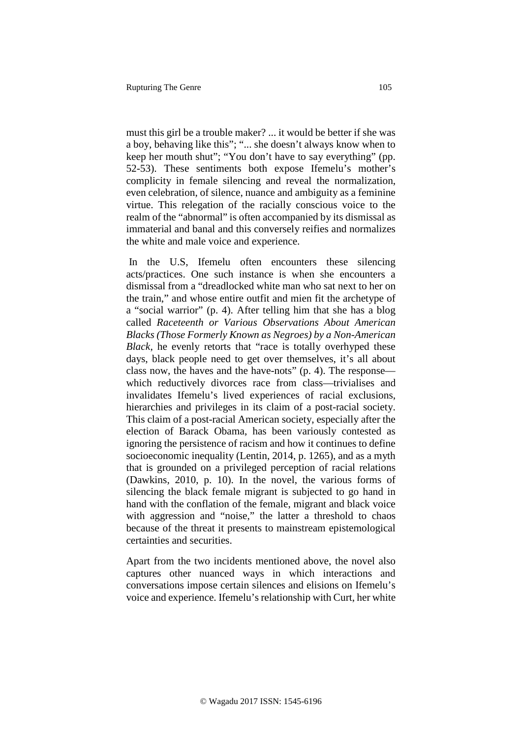must this girl be a trouble maker? ... it would be better if she was a boy, behaving like this"; "... she doesn't always know when to keep her mouth shut"; "You don't have to say everything" (pp. 52-53). These sentiments both expose Ifemelu's mother's complicity in female silencing and reveal the normalization, even celebration, of silence, nuance and ambiguity as a feminine virtue. This relegation of the racially conscious voice to the realm of the "abnormal" is often accompanied by its dismissal as immaterial and banal and this conversely reifies and normalizes the white and male voice and experience.

In the U.S, Ifemelu often encounters these silencing acts/practices. One such instance is when she encounters a dismissal from a "dreadlocked white man who sat next to her on the train," and whose entire outfit and mien fit the archetype of a "social warrior" (p. 4). After telling him that she has a blog called *Raceteenth or Various Observations About American Blacks (Those Formerly Known as Negroes) by a Non-American Black*, he evenly retorts that "race is totally overhyped these days, black people need to get over themselves, it's all about class now, the haves and the have-nots" (p. 4). The response—which reductively divorces race from class—trivialises and invalidates Ifemelu's lived experiences of racial exclusions, hierarchies and privileges in its claim of a post-racial society. This claim of a post-racial American society, especially after the election of Barack Obama, has been variously contested as ignoring the persistence of racism and how it continues to define socioeconomic inequality (Lentin, 2014, p. 1265), and as a myth that is grounded on a privileged perception of racial relations (Dawkins, 2010, p. 10). In the novel, the various forms of silencing the black female migrant is subjected to go hand in hand with the conflation of the female, migrant and black voice with aggression and "noise," the latter a threshold to chaos because of the threat it presents to mainstream epistemological certainties and securities.

Apart from the two incidents mentioned above, the novel also captures other nuanced ways in which interactions and conversations impose certain silences and elisions on Ifemelu's voice and experience. Ifemelu's relationship with Curt, her white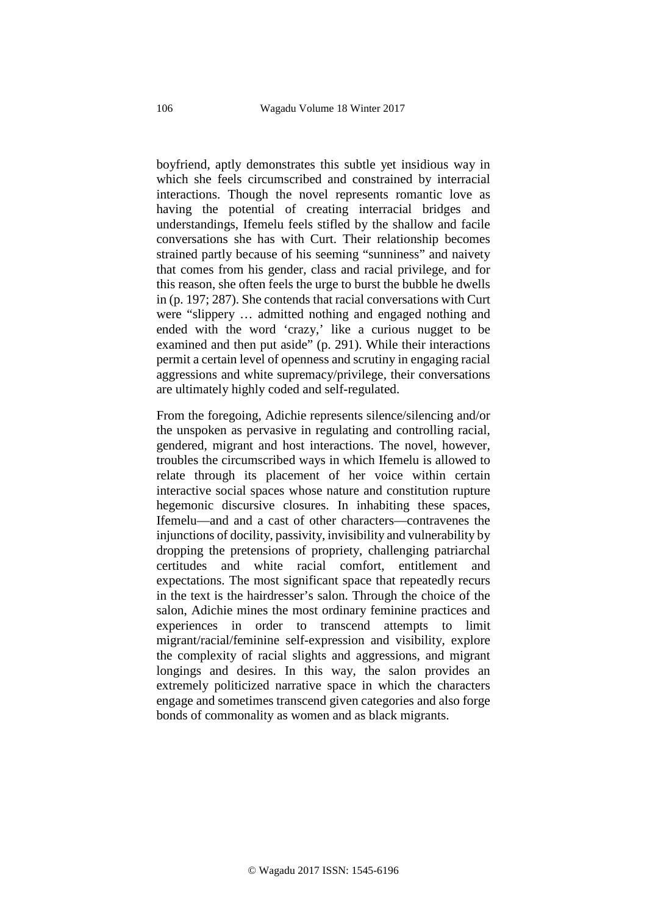boyfriend, aptly demonstrates this subtle yet insidious way in which she feels circumscribed and constrained by interracial interactions. Though the novel represents romantic love as having the potential of creating interracial bridges and understandings, Ifemelu feels stifled by the shallow and facile conversations she has with Curt. Their relationship becomes strained partly because of his seeming "sunniness" and naivety that comes from his gender, class and racial privilege, and for this reason, she often feels the urge to burst the bubble he dwells in (p. 197; 287). She contends that racial conversations with Curt were "slippery … admitted nothing and engaged nothing and ended with the word 'crazy,' like a curious nugget to be examined and then put aside" (p. 291). While their interactions permit a certain level of openness and scrutiny in engaging racial aggressions and white supremacy/privilege, their conversations are ultimately highly coded and self-regulated.

From the foregoing, Adichie represents silence/silencing and/or the unspoken as pervasive in regulating and controlling racial, gendered, migrant and host interactions. The novel, however, troubles the circumscribed ways in which Ifemelu is allowed to relate through its placement of her voice within certain interactive social spaces whose nature and constitution rupture hegemonic discursive closures. In inhabiting these spaces, Ifemelu—and and a cast of other characters—contravenes the injunctions of docility, passivity, invisibility and vulnerability by dropping the pretensions of propriety, challenging patriarchal certitudes and white racial comfort, entitlement and expectations. The most significant space that repeatedly recurs in the text is the hairdresser's salon. Through the choice of the salon, Adichie mines the most ordinary feminine practices and experiences in order to transcend attempts to limit migrant/racial/feminine self-expression and visibility, explore the complexity of racial slights and aggressions, and migrant longings and desires. In this way, the salon provides an extremely politicized narrative space in which the characters engage and sometimes transcend given categories and also forge bonds of commonality as women and as black migrants.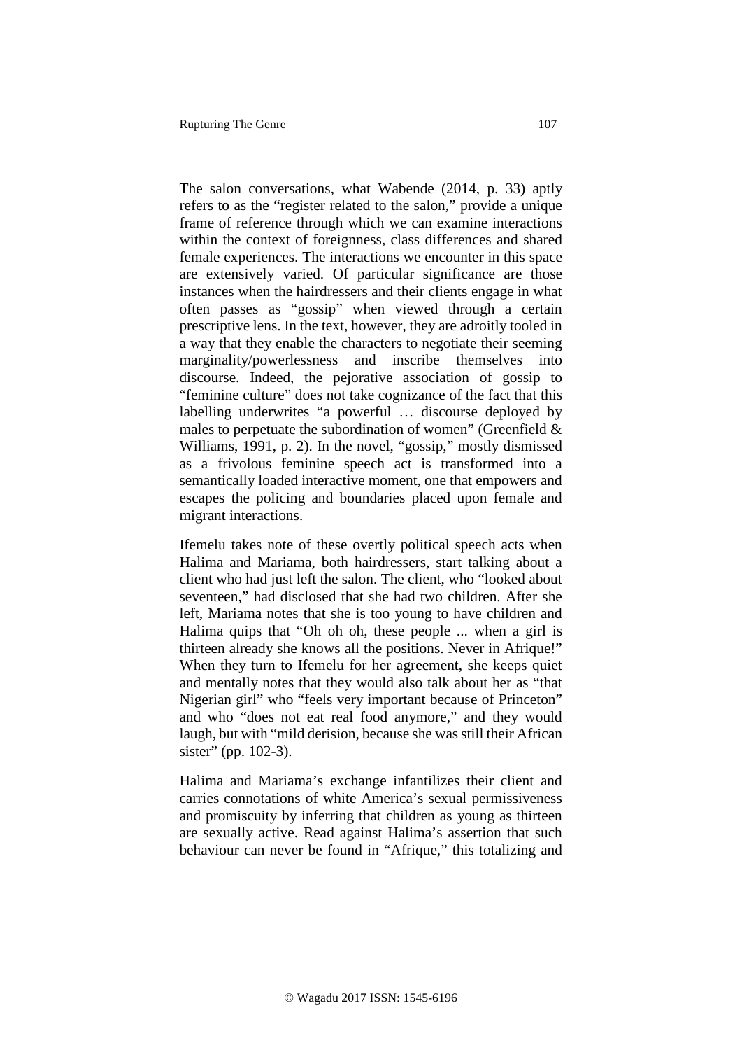The salon conversations, what Wabende (2014, p. 33) aptly refers to as the "register related to the salon," provide a unique frame of reference through which we can examine interactions within the context of foreignness, class differences and shared female experiences. The interactions we encounter in this space are extensively varied. Of particular significance are those instances when the hairdressers and their clients engage in what often passes as "gossip" when viewed through a certain prescriptive lens. In the text, however, they are adroitly tooled in a way that they enable the characters to negotiate their seeming marginality/powerlessness and inscribe themselves into discourse. Indeed, the pejorative association of gossip to "feminine culture" does not take cognizance of the fact that this labelling underwrites "a powerful … discourse deployed by males to perpetuate the subordination of women" (Greenfield & Williams, 1991, p. 2). In the novel, "gossip," mostly dismissed as a frivolous feminine speech act is transformed into a semantically loaded interactive moment, one that empowers and escapes the policing and boundaries placed upon female and migrant interactions.

Ifemelu takes note of these overtly political speech acts when Halima and Mariama, both hairdressers, start talking about a client who had just left the salon. The client, who "looked about seventeen," had disclosed that she had two children. After she left, Mariama notes that she is too young to have children and Halima quips that "Oh oh oh, these people ... when a girl is thirteen already she knows all the positions. Never in Afrique!" When they turn to Ifemelu for her agreement, she keeps quiet and mentally notes that they would also talk about her as "that Nigerian girl" who "feels very important because of Princeton" and who "does not eat real food anymore," and they would laugh, but with "mild derision, because she was still their African sister" (pp. 102-3).

Halima and Mariama's exchange infantilizes their client and carries connotations of white America's sexual permissiveness and promiscuity by inferring that children as young as thirteen are sexually active. Read against Halima's assertion that such behaviour can never be found in "Afrique," this totalizing and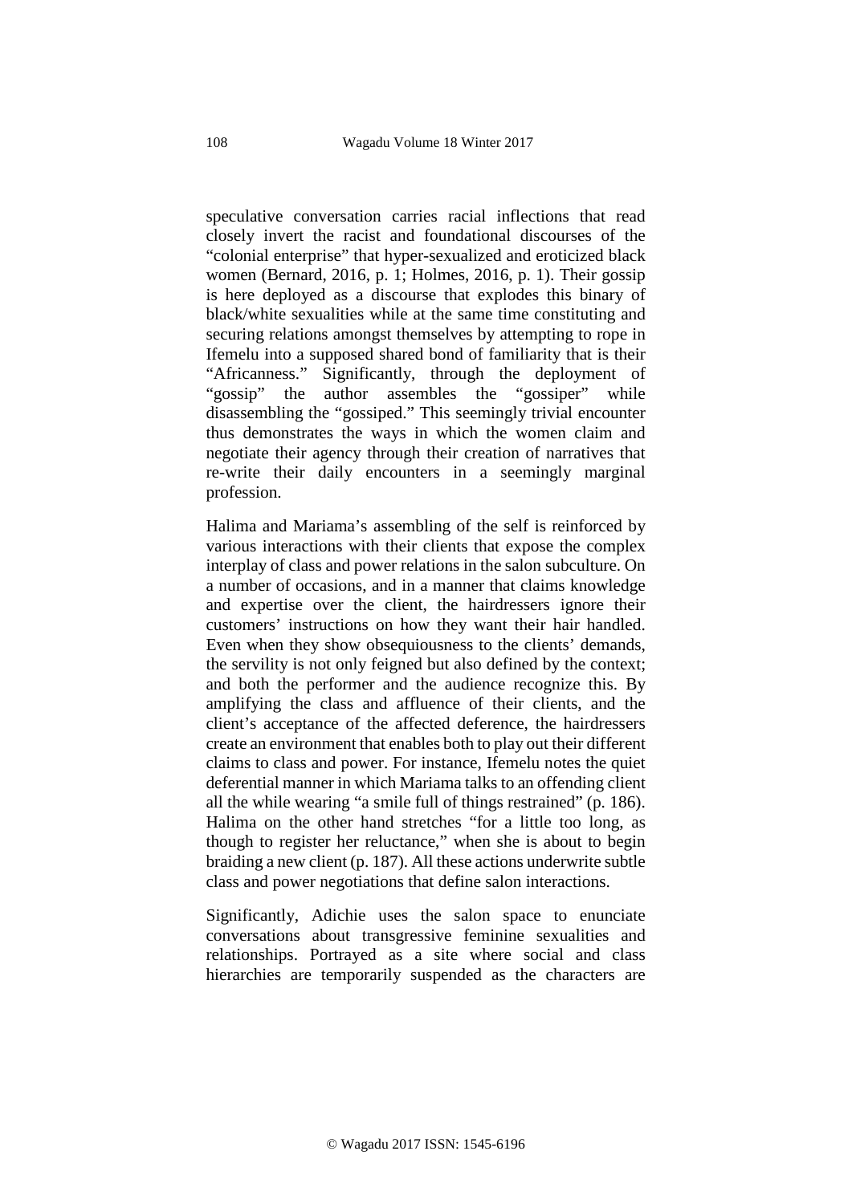speculative conversation carries racial inflections that read closely invert the racist and foundational discourses of the "colonial enterprise" that hyper-sexualized and eroticized black women (Bernard, 2016, p. 1; Holmes, 2016, p. 1). Their gossip is here deployed as a discourse that explodes this binary of black/white sexualities while at the same time constituting and securing relations amongst themselves by attempting to rope in Ifemelu into a supposed shared bond of familiarity that is their "Africanness." Significantly, through the deployment of "gossip" the author assembles the "gossiper" while disassembling the "gossiped." This seemingly trivial encounter thus demonstrates the ways in which the women claim and negotiate their agency through their creation of narratives that re-write their daily encounters in a seemingly marginal profession.

Halima and Mariama's assembling of the self is reinforced by various interactions with their clients that expose the complex interplay of class and power relations in the salon subculture. On a number of occasions, and in a manner that claims knowledge and expertise over the client, the hairdressers ignore their customers' instructions on how they want their hair handled. Even when they show obsequiousness to the clients' demands, the servility is not only feigned but also defined by the context; and both the performer and the audience recognize this. By amplifying the class and affluence of their clients, and the client's acceptance of the affected deference, the hairdressers create an environment that enables both to play out their different claims to class and power. For instance, Ifemelu notes the quiet deferential manner in which Mariama talks to an offending client all the while wearing "a smile full of things restrained" (p. 186). Halima on the other hand stretches "for a little too long, as though to register her reluctance," when she is about to begin braiding a new client (p. 187). All these actions underwrite subtle class and power negotiations that define salon interactions.

Significantly, Adichie uses the salon space to enunciate conversations about transgressive feminine sexualities and relationships. Portrayed as a site where social and class hierarchies are temporarily suspended as the characters are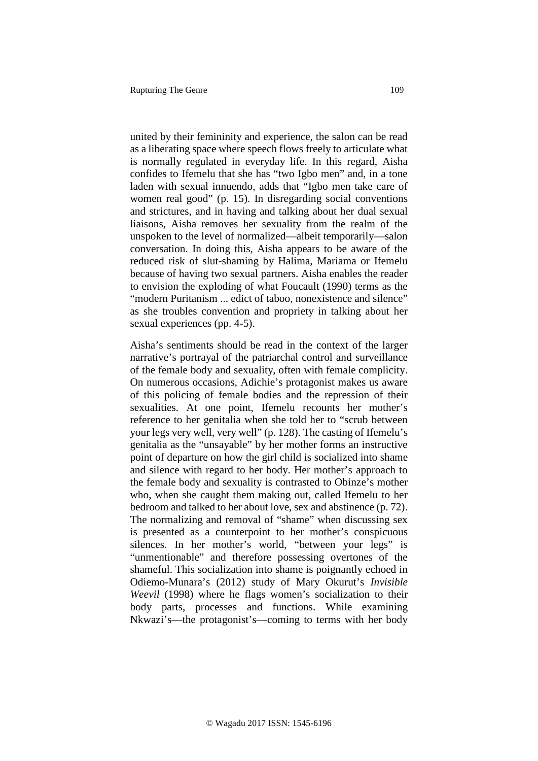united by their femininity and experience, the salon can be read as a liberating space where speech flows freely to articulate what is normally regulated in everyday life. In this regard, Aisha confides to Ifemelu that she has "two Igbo men" and, in a tone laden with sexual innuendo, adds that "Igbo men take care of women real good" (p. 15). In disregarding social conventions and strictures, and in having and talking about her dual sexual liaisons, Aisha removes her sexuality from the realm of the unspoken to the level of normalized—albeit temporarily—salon conversation. In doing this, Aisha appears to be aware of the reduced risk of slut-shaming by Halima, Mariama or Ifemelu because of having two sexual partners. Aisha enables the reader to envision the exploding of what Foucault (1990) terms as the "modern Puritanism ... edict of taboo, nonexistence and silence" as she troubles convention and propriety in talking about her sexual experiences (pp. 4-5).

Aisha's sentiments should be read in the context of the larger narrative's portrayal of the patriarchal control and surveillance of the female body and sexuality, often with female complicity. On numerous occasions, Adichie's protagonist makes us aware of this policing of female bodies and the repression of their sexualities. At one point, Ifemelu recounts her mother's reference to her genitalia when she told her to "scrub between your legs very well, very well" (p. 128). The casting of Ifemelu's genitalia as the "unsayable" by her mother forms an instructive point of departure on how the girl child is socialized into shame and silence with regard to her body. Her mother's approach to the female body and sexuality is contrasted to Obinze's mother who, when she caught them making out, called Ifemelu to her bedroom and talked to her about love, sex and abstinence (p. 72). The normalizing and removal of "shame" when discussing sex is presented as a counterpoint to her mother's conspicuous silences. In her mother's world, "between your legs" is "unmentionable" and therefore possessing overtones of the shameful. This socialization into shame is poignantly echoed in Odiemo-Munara's (2012) study of Mary Okurut's *Invisible Weevil* (1998) where he flags women's socialization to their body parts, processes and functions. While examining Nkwazi's—the protagonist's—coming to terms with her body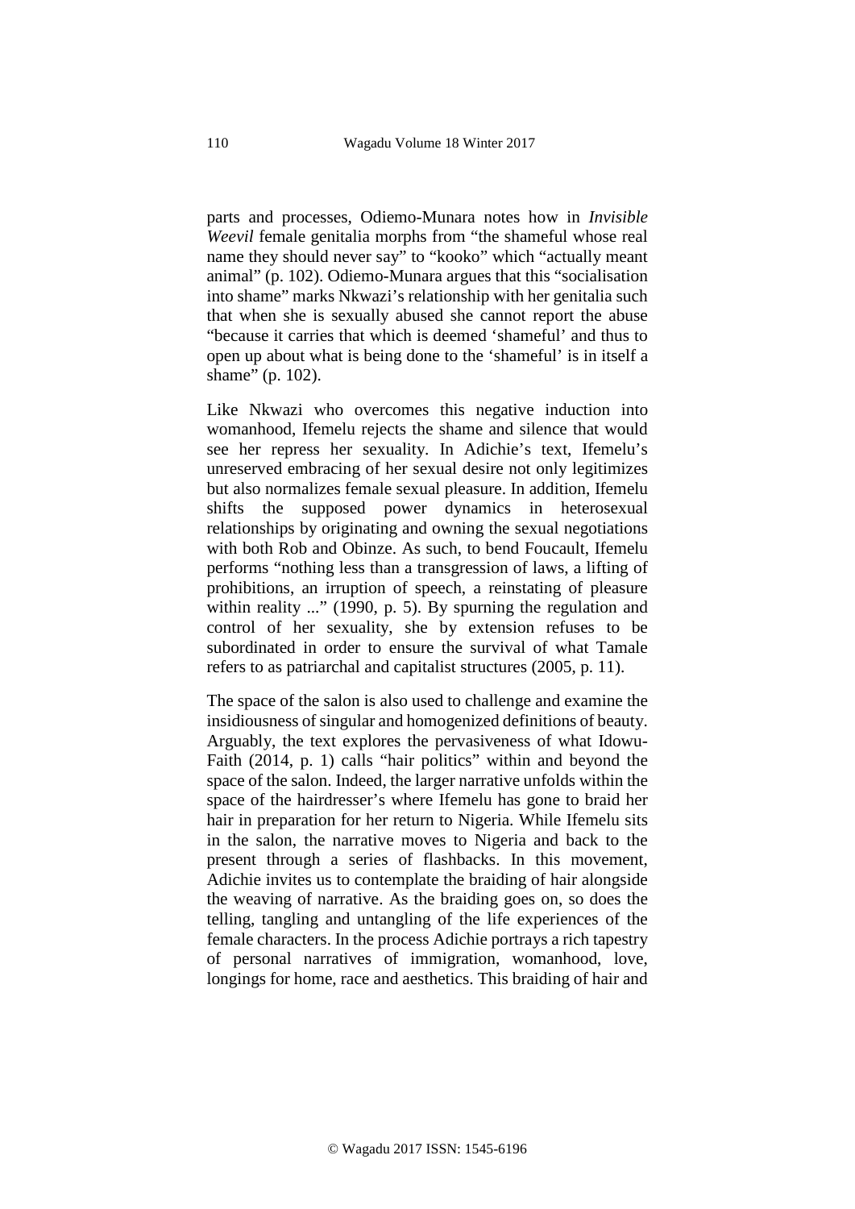parts and processes, Odiemo-Munara notes how in *Invisible Weevil* female genitalia morphs from "the shameful whose real name they should never say" to "kooko" which "actually meant animal" (p. 102). Odiemo-Munara argues that this "socialisation into shame" marks Nkwazi's relationship with her genitalia such that when she is sexually abused she cannot report the abuse "because it carries that which is deemed 'shameful' and thus to open up about what is being done to the 'shameful' is in itself a shame" (p. 102).

Like Nkwazi who overcomes this negative induction into womanhood, Ifemelu rejects the shame and silence that would see her repress her sexuality. In Adichie's text, Ifemelu's unreserved embracing of her sexual desire not only legitimizes but also normalizes female sexual pleasure. In addition, Ifemelu shifts the supposed power dynamics in heterosexual relationships by originating and owning the sexual negotiations with both Rob and Obinze. As such, to bend Foucault, Ifemelu performs "nothing less than a transgression of laws, a lifting of prohibitions, an irruption of speech, a reinstating of pleasure within reality ..." (1990, p. 5). By spurning the regulation and control of her sexuality, she by extension refuses to be subordinated in order to ensure the survival of what Tamale refers to as patriarchal and capitalist structures (2005, p. 11).

The space of the salon is also used to challenge and examine the insidiousness of singular and homogenized definitions of beauty. Arguably, the text explores the pervasiveness of what Idowu-Faith (2014, p. 1) calls "hair politics" within and beyond the space of the salon. Indeed, the larger narrative unfolds within the space of the hairdresser's where Ifemelu has gone to braid her hair in preparation for her return to Nigeria. While Ifemelu sits in the salon, the narrative moves to Nigeria and back to the present through a series of flashbacks. In this movement, Adichie invites us to contemplate the braiding of hair alongside the weaving of narrative. As the braiding goes on, so does the telling, tangling and untangling of the life experiences of the female characters. In the process Adichie portrays a rich tapestry of personal narratives of immigration, womanhood, love, longings for home, race and aesthetics. This braiding of hair and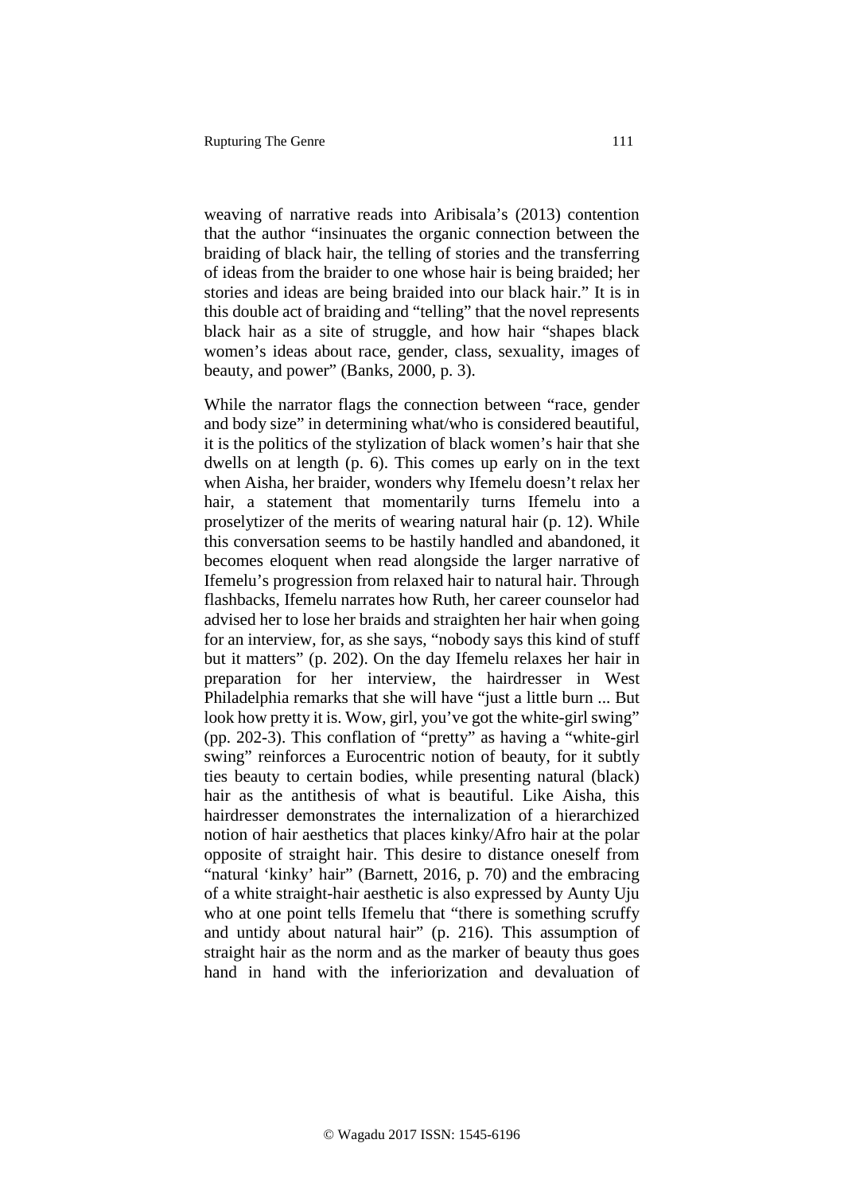weaving of narrative reads into Aribisala's (2013) contention that the author "insinuates the organic connection between the braiding of black hair, the telling of stories and the transferring of ideas from the braider to one whose hair is being braided; her stories and ideas are being braided into our black hair." It is in this double act of braiding and "telling" that the novel represents black hair as a site of struggle, and how hair "shapes black women's ideas about race, gender, class, sexuality, images of beauty, and power" (Banks, 2000, p. 3).

While the narrator flags the connection between "race, gender and body size" in determining what/who is considered beautiful, it is the politics of the stylization of black women's hair that she dwells on at length (p. 6). This comes up early on in the text when Aisha, her braider, wonders why Ifemelu doesn't relax her hair, a statement that momentarily turns Ifemelu into a proselytizer of the merits of wearing natural hair (p. 12). While this conversation seems to be hastily handled and abandoned, it becomes eloquent when read alongside the larger narrative of Ifemelu's progression from relaxed hair to natural hair. Through flashbacks, Ifemelu narrates how Ruth, her career counselor had advised her to lose her braids and straighten her hair when going for an interview, for, as she says, "nobody says this kind of stuff but it matters" (p. 202). On the day Ifemelu relaxes her hair in preparation for her interview, the hairdresser in West Philadelphia remarks that she will have "just a little burn ... But look how pretty it is. Wow, girl, you've got the white-girl swing" (pp. 202-3). This conflation of "pretty" as having a "white-girl swing" reinforces a Eurocentric notion of beauty, for it subtly ties beauty to certain bodies, while presenting natural (black) hair as the antithesis of what is beautiful. Like Aisha, this hairdresser demonstrates the internalization of a hierarchized notion of hair aesthetics that places kinky/Afro hair at the polar opposite of straight hair. This desire to distance oneself from "natural 'kinky' hair" (Barnett, 2016, p. 70) and the embracing of a white straight-hair aesthetic is also expressed by Aunty Uju who at one point tells Ifemelu that "there is something scruffy and untidy about natural hair" (p. 216). This assumption of straight hair as the norm and as the marker of beauty thus goes hand in hand with the inferiorization and devaluation of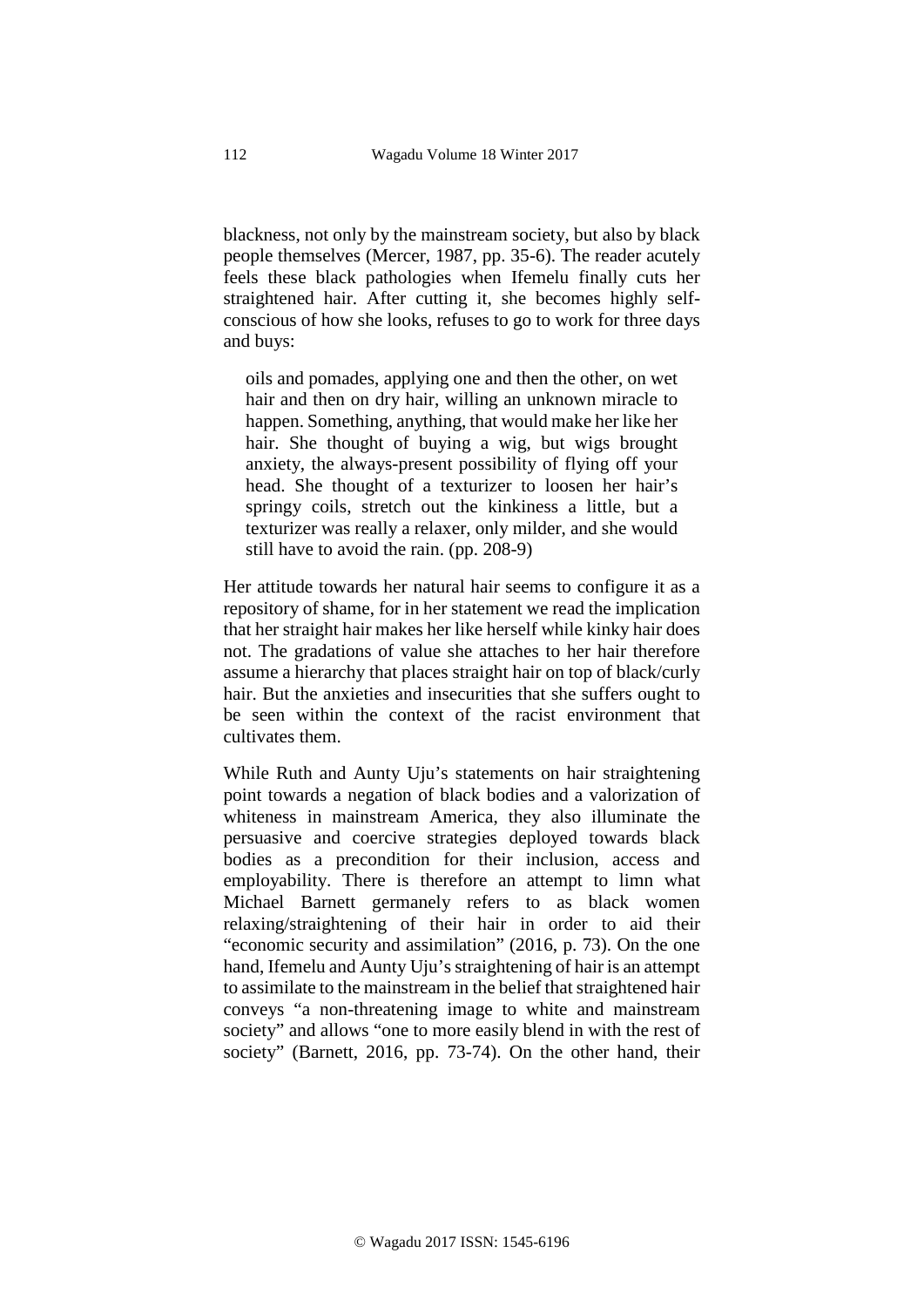blackness, not only by the mainstream society, but also by black people themselves (Mercer, 1987, pp. 35-6). The reader acutely feels these black pathologies when Ifemelu finally cuts her straightened hair. After cutting it, she becomes highly self-conscious of how she looks, refuses to go to work for three days and buys:

> oils and pomades, applying one and then the other, on wet hair and then on dry hair, willing an unknown miracle to happen. Something, anything, that would make her like her hair. She thought of buying a wig, but wigs brought anxiety, the always-present possibility of flying off your head. She thought of a texturizer to loosen her hair's springy coils, stretch out the kinkiness a little, but a texturizer was really a relaxer, only milder, and she would still have to avoid the rain. (pp. 208-9)

Her attitude towards her natural hair seems to configure it as a repository of shame, for in her statement we read the implication that her straight hair makes her like herself while kinky hair does not. The gradations of value she attaches to her hair therefore assume a hierarchy that places straight hair on top of black/curly hair. But the anxieties and insecurities that she suffers ought to be seen within the context of the racist environment that cultivates them.

While Ruth and Aunty Uju's statements on hair straightening point towards a negation of black bodies and a valorization of whiteness in mainstream America, they also illuminate the persuasive and coercive strategies deployed towards black bodies as a precondition for their inclusion, access and employability. There is therefore an attempt to limn what Michael Barnett germanely refers to as black women relaxing/straightening of their hair in order to aid their "economic security and assimilation" (2016, p. 73). On the one hand, Ifemelu and Aunty Uju's straightening of hair is an attempt to assimilate to the mainstream in the belief that straightened hair conveys "a non-threatening image to white and mainstream society" and allows "one to more easily blend in with the rest of society" (Barnett, 2016, pp. 73-74). On the other hand, their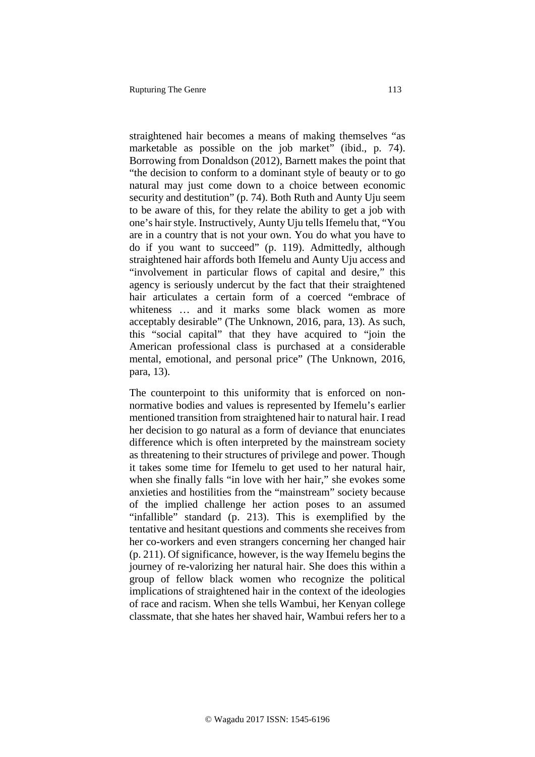straightened hair becomes a means of making themselves "as marketable as possible on the job market" (ibid., p. 74). Borrowing from Donaldson (2012), Barnett makes the point that "the decision to conform to a dominant style of beauty or to go natural may just come down to a choice between economic security and destitution" (p. 74). Both Ruth and Aunty Uju seem to be aware of this, for they relate the ability to get a job with one's hair style. Instructively, Aunty Uju tells Ifemelu that, "You are in a country that is not your own. You do what you have to do if you want to succeed" (p. 119). Admittedly, although straightened hair affords both Ifemelu and Aunty Uju access and "involvement in particular flows of capital and desire," this agency is seriously undercut by the fact that their straightened hair articulates a certain form of a coerced "embrace of whiteness … and it marks some black women as more acceptably desirable" (The Unknown, 2016, para, 13). As such, this "social capital" that they have acquired to "join the American professional class is purchased at a considerable mental, emotional, and personal price" (The Unknown, 2016, para, 13).

The counterpoint to this uniformity that is enforced on non-normative bodies and values is represented by Ifemelu's earlier mentioned transition from straightened hair to natural hair. I read her decision to go natural as a form of deviance that enunciates difference which is often interpreted by the mainstream society as threatening to their structures of privilege and power. Though it takes some time for Ifemelu to get used to her natural hair, when she finally falls "in love with her hair," she evokes some anxieties and hostilities from the "mainstream" society because of the implied challenge her action poses to an assumed "infallible" standard (p. 213). This is exemplified by the tentative and hesitant questions and comments she receives from her co-workers and even strangers concerning her changed hair (p. 211). Of significance, however, is the way Ifemelu begins the journey of re-valorizing her natural hair. She does this within a group of fellow black women who recognize the political implications of straightened hair in the context of the ideologies of race and racism. When she tells Wambui, her Kenyan college classmate, that she hates her shaved hair, Wambui refers her to a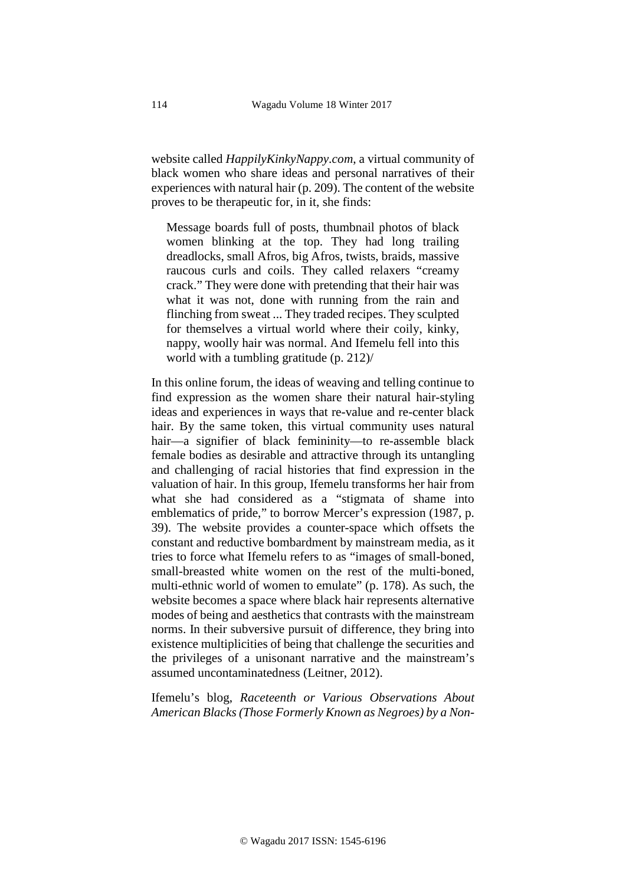website called *HappilyKinkyNappy.com*, a virtual community of black women who share ideas and personal narratives of their experiences with natural hair (p. 209). The content of the website proves to be therapeutic for, in it, she finds:

> Message boards full of posts, thumbnail photos of black women blinking at the top. They had long trailing dreadlocks, small Afros, big Afros, twists, braids, massive raucous curls and coils. They called relaxers "creamy crack." They were done with pretending that their hair was what it was not, done with running from the rain and flinching from sweat ... They traded recipes. They sculpted for themselves a virtual world where their coily, kinky, nappy, woolly hair was normal. And Ifemelu fell into this world with a tumbling gratitude (p. 212)/

In this online forum, the ideas of weaving and telling continue to find expression as the women share their natural hair-styling ideas and experiences in ways that re-value and re-center black hair. By the same token, this virtual community uses natural hair—a signifier of black femininity—to re-assemble black female bodies as desirable and attractive through its untangling and challenging of racial histories that find expression in the valuation of hair. In this group, Ifemelu transforms her hair from what she had considered as a "stigmata of shame into emblematics of pride," to borrow Mercer's expression (1987, p. 39). The website provides a counter-space which offsets the constant and reductive bombardment by mainstream media, as it tries to force what Ifemelu refers to as "images of small-boned, small-breasted white women on the rest of the multi-boned, multi-ethnic world of women to emulate" (p. 178). As such, the website becomes a space where black hair represents alternative modes of being and aesthetics that contrasts with the mainstream norms. In their subversive pursuit of difference, they bring into existence multiplicities of being that challenge the securities and the privileges of a unisonant narrative and the mainstream's assumed uncontaminatedness (Leitner, 2012).

Ifemelu's blog, *Raceteenth or Various Observations About American Blacks (Those Formerly Known as Negroes) by a Non-*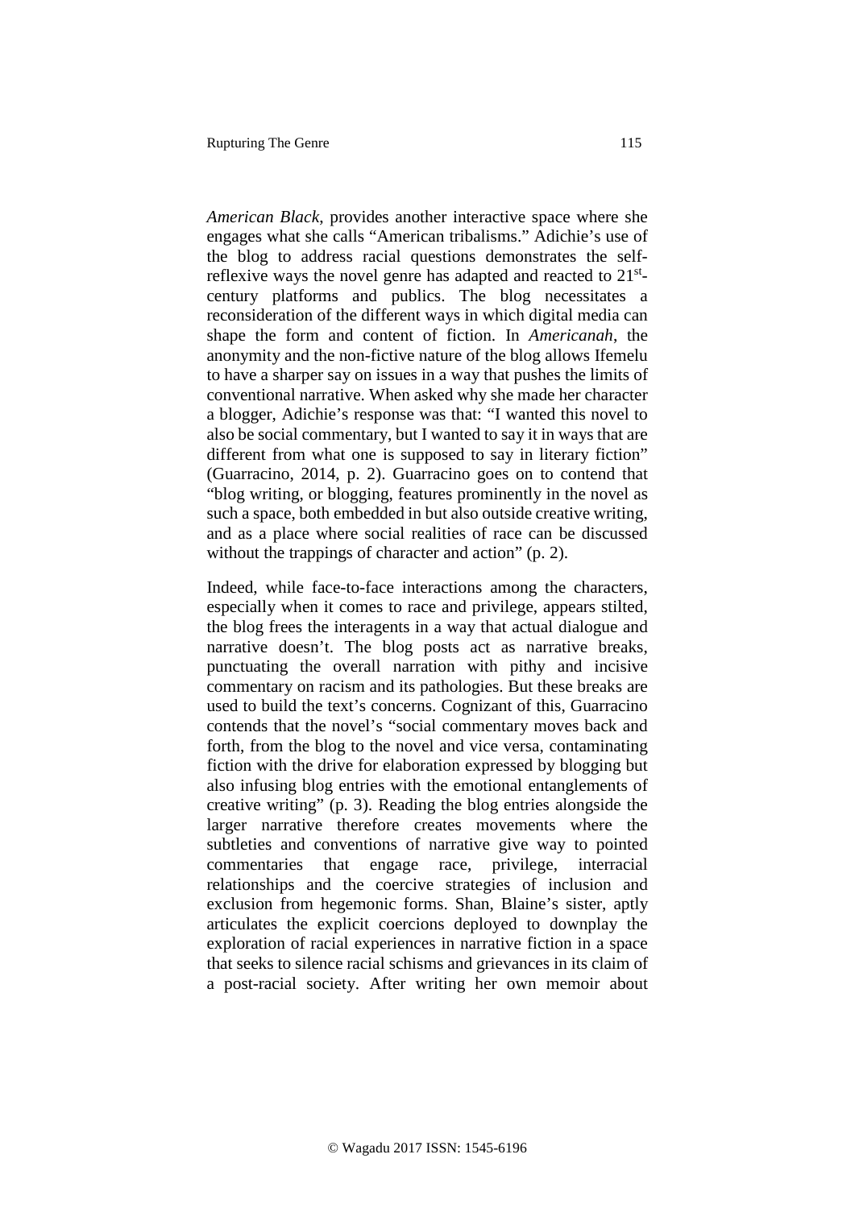*American Black*, provides another interactive space where she engages what she calls "American tribalisms." Adichie's use of the blog to address racial questions demonstrates the self-reflexive ways the novel genre has adapted and reacted to $21^{st}$-century platforms and publics. The blog necessitates a reconsideration of the different ways in which digital media can shape the form and content of fiction. In *Americanah*, the anonymity and the non-fictive nature of the blog allows Ifemelu to have a sharper say on issues in a way that pushes the limits of conventional narrative. When asked why she made her character a blogger, Adichie's response was that: "I wanted this novel to also be social commentary, but I wanted to say it in ways that are different from what one is supposed to say in literary fiction" (Guarracino, 2014, p. 2). Guarracino goes on to contend that "blog writing, or blogging, features prominently in the novel as such a space, both embedded in but also outside creative writing, and as a place where social realities of race can be discussed without the trappings of character and action" (p. 2).

Indeed, while face-to-face interactions among the characters, especially when it comes to race and privilege, appears stilted, the blog frees the interagents in a way that actual dialogue and narrative doesn't. The blog posts act as narrative breaks, punctuating the overall narration with pithy and incisive commentary on racism and its pathologies. But these breaks are used to build the text's concerns. Cognizant of this, Guarracino contends that the novel's "social commentary moves back and forth, from the blog to the novel and vice versa, contaminating fiction with the drive for elaboration expressed by blogging but also infusing blog entries with the emotional entanglements of creative writing" (p. 3). Reading the blog entries alongside the larger narrative therefore creates movements where the subtleties and conventions of narrative give way to pointed commentaries that engage race, privilege, interracial relationships and the coercive strategies of inclusion and exclusion from hegemonic forms. Shan, Blaine's sister, aptly articulates the explicit coercions deployed to downplay the exploration of racial experiences in narrative fiction in a space that seeks to silence racial schisms and grievances in its claim of a post-racial society. After writing her own memoir about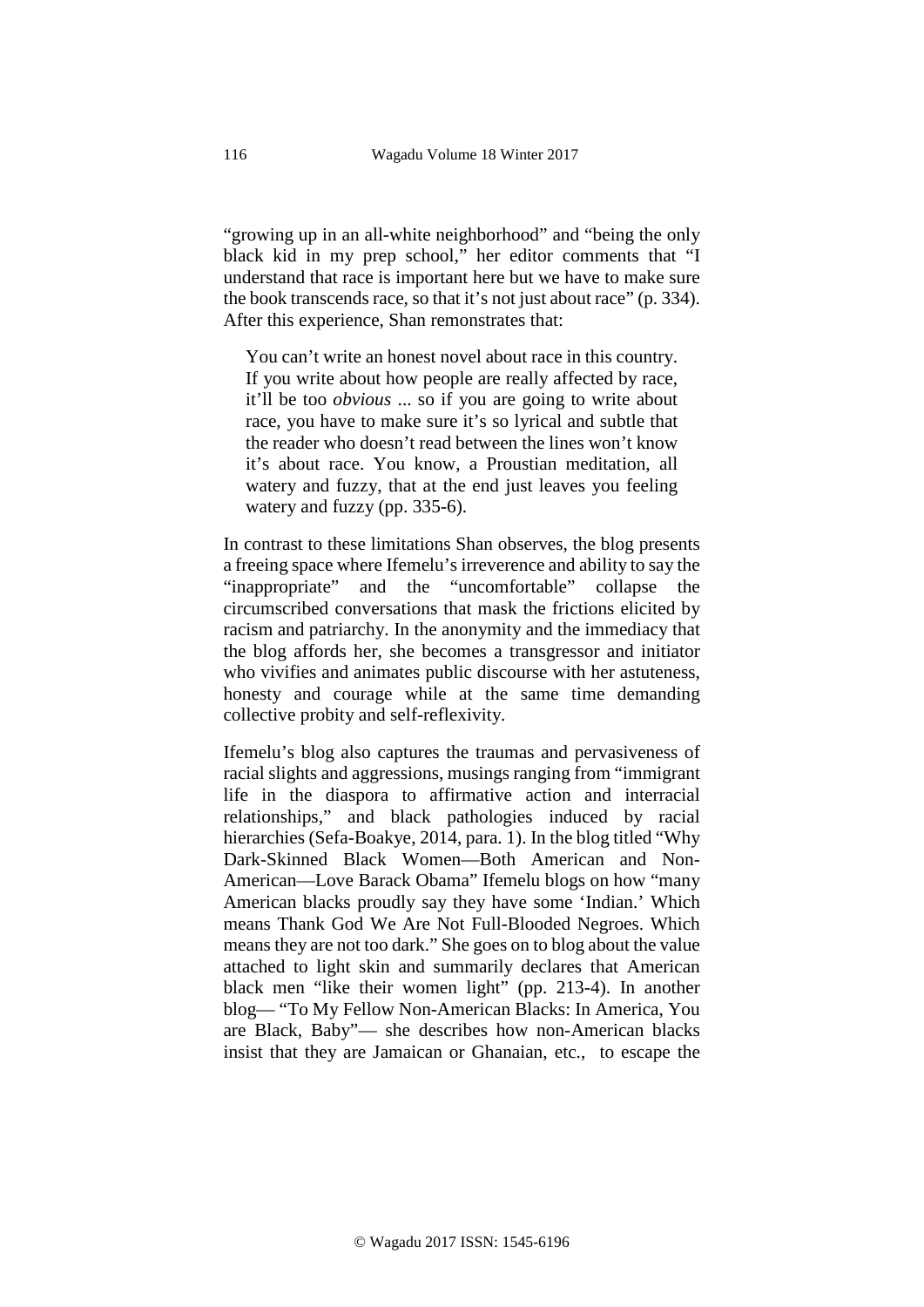"growing up in an all-white neighborhood" and "being the only black kid in my prep school," her editor comments that "I understand that race is important here but we have to make sure the book transcends race, so that it's not just about race" (p. 334). After this experience, Shan remonstrates that:

> You can't write an honest novel about race in this country. If you write about how people are really affected by race, it'll be too *obvious* ... so if you are going to write about race, you have to make sure it's so lyrical and subtle that the reader who doesn't read between the lines won't know it's about race. You know, a Proustian meditation, all watery and fuzzy, that at the end just leaves you feeling watery and fuzzy (pp. 335-6).

In contrast to these limitations Shan observes, the blog presents a freeing space where Ifemelu's irreverence and ability to say the "inappropriate" and the "uncomfortable" collapse the circumscribed conversations that mask the frictions elicited by racism and patriarchy. In the anonymity and the immediacy that the blog affords her, she becomes a transgressor and initiator who vivifies and animates public discourse with her astuteness, honesty and courage while at the same time demanding collective probity and self-reflexivity.

Ifemelu's blog also captures the traumas and pervasiveness of racial slights and aggressions, musings ranging from "immigrant life in the diaspora to affirmative action and interracial relationships," and black pathologies induced by racial hierarchies (Sefa-Boakye, 2014, para. 1). In the blog titled "Why Dark-Skinned Black Women—Both American and Non-American—Love Barack Obama" Ifemelu blogs on how "many American blacks proudly say they have some 'Indian.' Which means Thank God We Are Not Full-Blooded Negroes. Which means they are not too dark." She goes on to blog about the value attached to light skin and summarily declares that American black men "like their women light" (pp. 213-4). In another blog— "To My Fellow Non-American Blacks: In America, You are Black, Baby"— she describes how non-American blacks insist that they are Jamaican or Ghanaian, etc., to escape the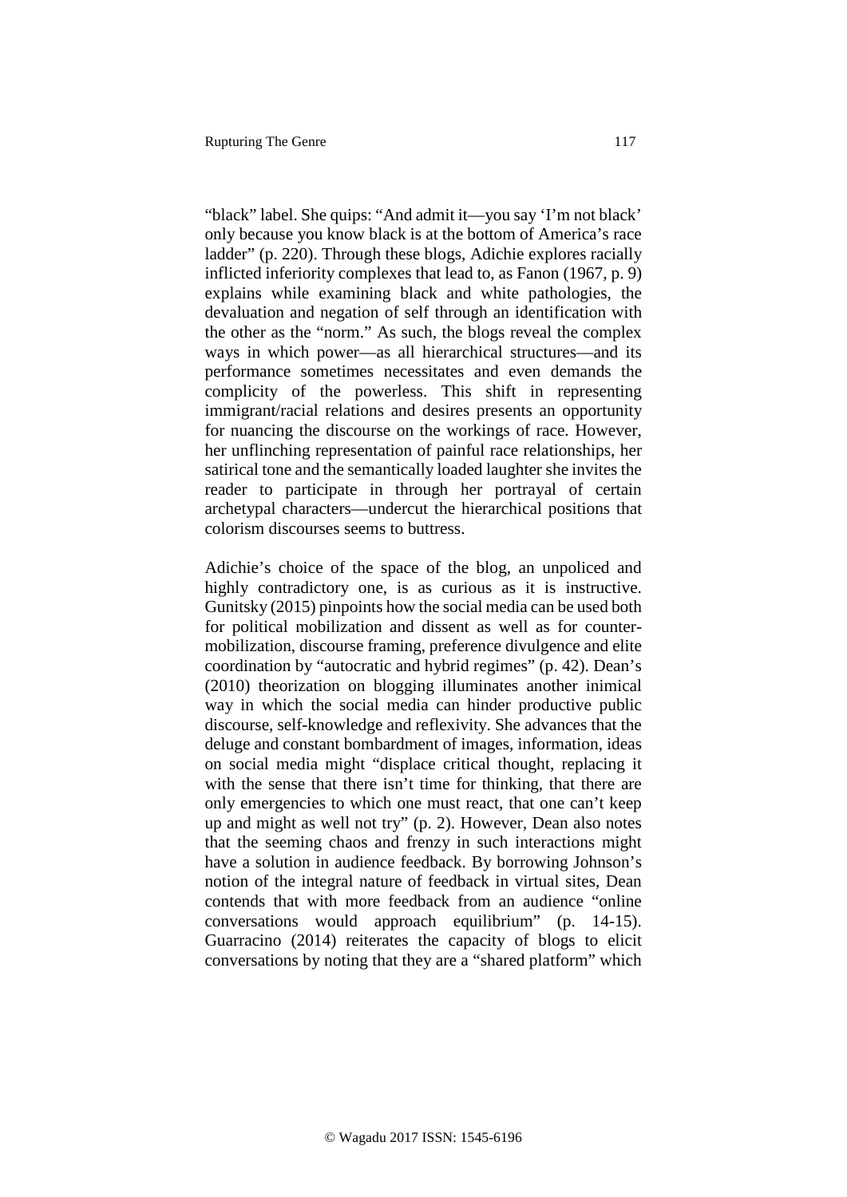"black" label. She quips: "And admit it—you say 'I'm not black' only because you know black is at the bottom of America's race ladder" (p. 220). Through these blogs, Adichie explores racially inflicted inferiority complexes that lead to, as Fanon (1967, p. 9) explains while examining black and white pathologies, the devaluation and negation of self through an identification with the other as the "norm." As such, the blogs reveal the complex ways in which power—as all hierarchical structures—and its performance sometimes necessitates and even demands the complicity of the powerless. This shift in representing immigrant/racial relations and desires presents an opportunity for nuancing the discourse on the workings of race. However, her unflinching representation of painful race relationships, her satirical tone and the semantically loaded laughter she invites the reader to participate in through her portrayal of certain archetypal characters—undercut the hierarchical positions that colorism discourses seems to buttress.

Adichie's choice of the space of the blog, an unpoliced and highly contradictory one, is as curious as it is instructive. Gunitsky (2015) pinpoints how the social media can be used both for political mobilization and dissent as well as for counter-mobilization, discourse framing, preference divulgence and elite coordination by "autocratic and hybrid regimes" (p. 42). Dean's (2010) theorization on blogging illuminates another inimical way in which the social media can hinder productive public discourse, self-knowledge and reflexivity. She advances that the deluge and constant bombardment of images, information, ideas on social media might "displace critical thought, replacing it with the sense that there isn't time for thinking, that there are only emergencies to which one must react, that one can't keep up and might as well not try" (p. 2). However, Dean also notes that the seeming chaos and frenzy in such interactions might have a solution in audience feedback. By borrowing Johnson's notion of the integral nature of feedback in virtual sites, Dean contends that with more feedback from an audience "online conversations would approach equilibrium" (p. 14-15). Guarracino (2014) reiterates the capacity of blogs to elicit conversations by noting that they are a "shared platform" which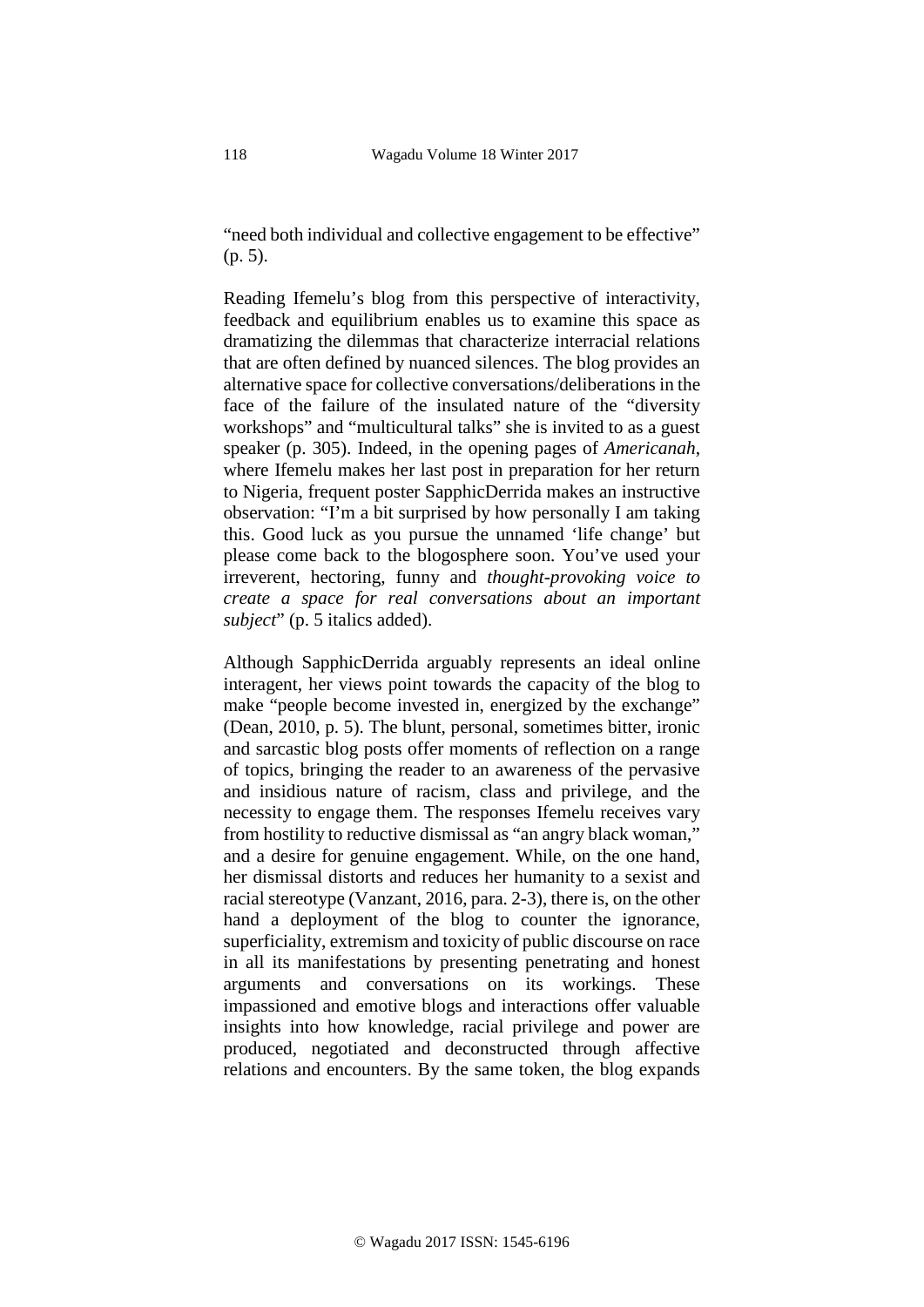"need both individual and collective engagement to be effective" (p. 5).

Reading Ifemelu's blog from this perspective of interactivity, feedback and equilibrium enables us to examine this space as dramatizing the dilemmas that characterize interracial relations that are often defined by nuanced silences. The blog provides an alternative space for collective conversations/deliberations in the face of the failure of the insulated nature of the "diversity workshops" and "multicultural talks" she is invited to as a guest speaker (p. 305). Indeed, in the opening pages of *Americanah*, where Ifemelu makes her last post in preparation for her return to Nigeria, frequent poster SapphicDerrida makes an instructive observation: "I'm a bit surprised by how personally I am taking this. Good luck as you pursue the unnamed 'life change' but please come back to the blogosphere soon. You've used your irreverent, hectoring, funny and *thought-provoking voice to create a space for real conversations about an important subject*" (p. 5 italics added).

Although SapphicDerrida arguably represents an ideal online interagent, her views point towards the capacity of the blog to make "people become invested in, energized by the exchange" (Dean, 2010, p. 5). The blunt, personal, sometimes bitter, ironic and sarcastic blog posts offer moments of reflection on a range of topics, bringing the reader to an awareness of the pervasive and insidious nature of racism, class and privilege, and the necessity to engage them. The responses Ifemelu receives vary from hostility to reductive dismissal as "an angry black woman," and a desire for genuine engagement. While, on the one hand, her dismissal distorts and reduces her humanity to a sexist and racial stereotype (Vanzant, 2016, para. 2-3), there is, on the other hand a deployment of the blog to counter the ignorance, superficiality, extremism and toxicity of public discourse on race in all its manifestations by presenting penetrating and honest arguments and conversations on its workings. These impassioned and emotive blogs and interactions offer valuable insights into how knowledge, racial privilege and power are produced, negotiated and deconstructed through affective relations and encounters. By the same token, the blog expands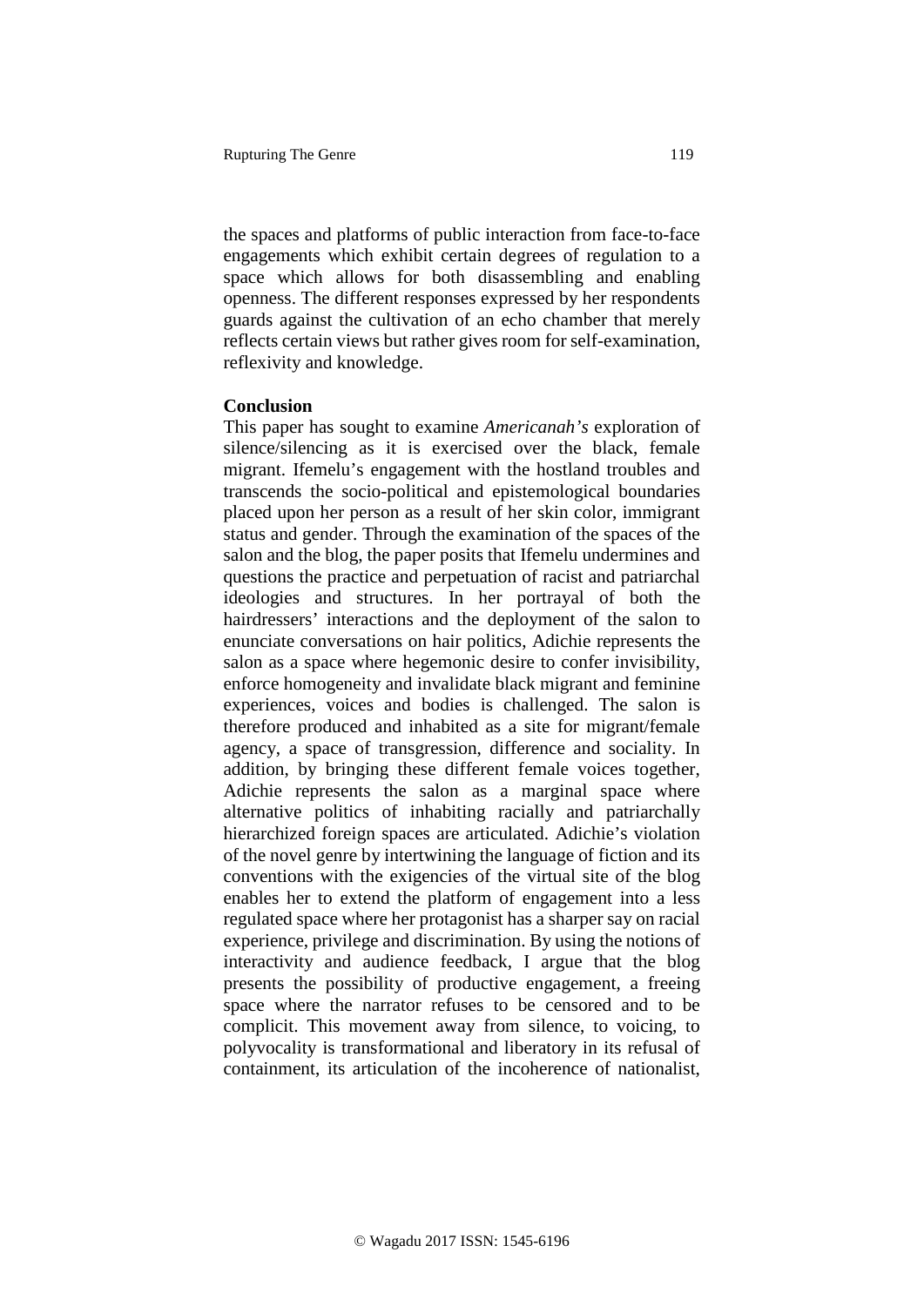the spaces and platforms of public interaction from face-to-face engagements which exhibit certain degrees of regulation to a space which allows for both disassembling and enabling openness. The different responses expressed by her respondents guards against the cultivation of an echo chamber that merely reflects certain views but rather gives room for self-examination, reflexivity and knowledge.

**Conclusion**

This paper has sought to examine *Americanah's* exploration of silence/silencing as it is exercised over the black, female migrant. Ifemelu's engagement with the hostland troubles and transcends the socio-political and epistemological boundaries placed upon her person as a result of her skin color, immigrant status and gender. Through the examination of the spaces of the salon and the blog, the paper posits that Ifemelu undermines and questions the practice and perpetuation of racist and patriarchal ideologies and structures. In her portrayal of both the hairdressers' interactions and the deployment of the salon to enunciate conversations on hair politics, Adichie represents the salon as a space where hegemonic desire to confer invisibility, enforce homogeneity and invalidate black migrant and feminine experiences, voices and bodies is challenged. The salon is therefore produced and inhabited as a site for migrant/female agency, a space of transgression, difference and sociality. In addition, by bringing these different female voices together, Adichie represents the salon as a marginal space where alternative politics of inhabiting racially and patriarchally hierarchized foreign spaces are articulated. Adichie's violation of the novel genre by intertwining the language of fiction and its conventions with the exigencies of the virtual site of the blog enables her to extend the platform of engagement into a less regulated space where her protagonist has a sharper say on racial experience, privilege and discrimination. By using the notions of interactivity and audience feedback, I argue that the blog presents the possibility of productive engagement, a freeing space where the narrator refuses to be censored and to be complicit. This movement away from silence, to voicing, to polyvocality is transformational and liberatory in its refusal of containment, its articulation of the incoherence of nationalist,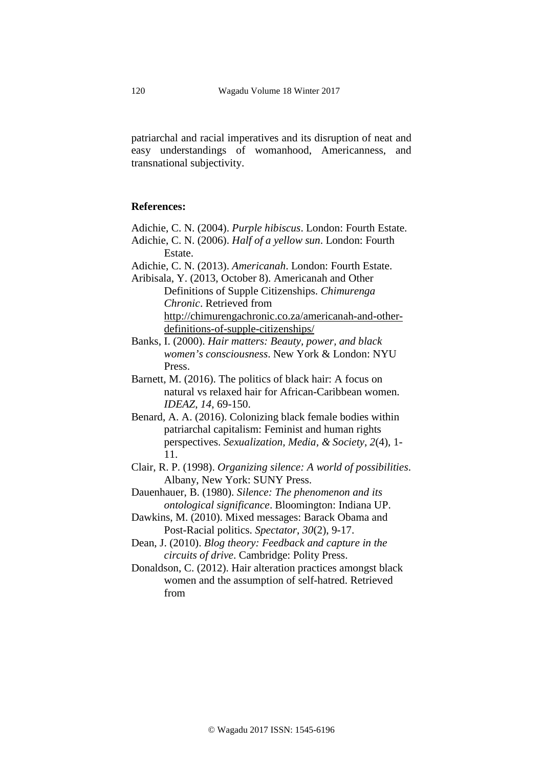patriarchal and racial imperatives and its disruption of neat and easy understandings of womanhood, Americanness, and transnational subjectivity.

**References:**

Adichie, C. N. (2004). *Purple hibiscus*. London: Fourth Estate.

Adichie, C. N. (2006). *Half of a yellow sun*. London: Fourth Estate.

Adichie, C. N. (2013). *Americanah*. London: Fourth Estate.

Aribisala, Y. (2013, October 8). Americanah and Other Definitions of Supple Citizenships. *Chimurenga Chronic*. Retrieved from http://chimurengachronic.co.za/americanah-and-other-definitions-of-supple-citizenships/

Banks, I. (2000). *Hair matters: Beauty, power, and black women's consciousness*. New York & London: NYU Press.

Barnett, M. (2016). The politics of black hair: A focus on natural vs relaxed hair for African-Caribbean women. *IDEAZ*, *14*, 69-150.

Benard, A. A. (2016). Colonizing black female bodies within patriarchal capitalism: Feminist and human rights perspectives. *Sexualization, Media, & Society*, *2*(4), 1-11.

Clair, R. P. (1998). *Organizing silence: A world of possibilities*. Albany, New York: SUNY Press.

Dauenhauer, B. (1980). *Silence: The phenomenon and its ontological significance*. Bloomington: Indiana UP.

Dawkins, M. (2010). Mixed messages: Barack Obama and Post-Racial politics. *Spectator*, *30*(2), 9-17.

Dean, J. (2010). *Blog theory: Feedback and capture in the circuits of drive*. Cambridge: Polity Press.

Donaldson, C. (2012). Hair alteration practices amongst black women and the assumption of self-hatred. Retrieved from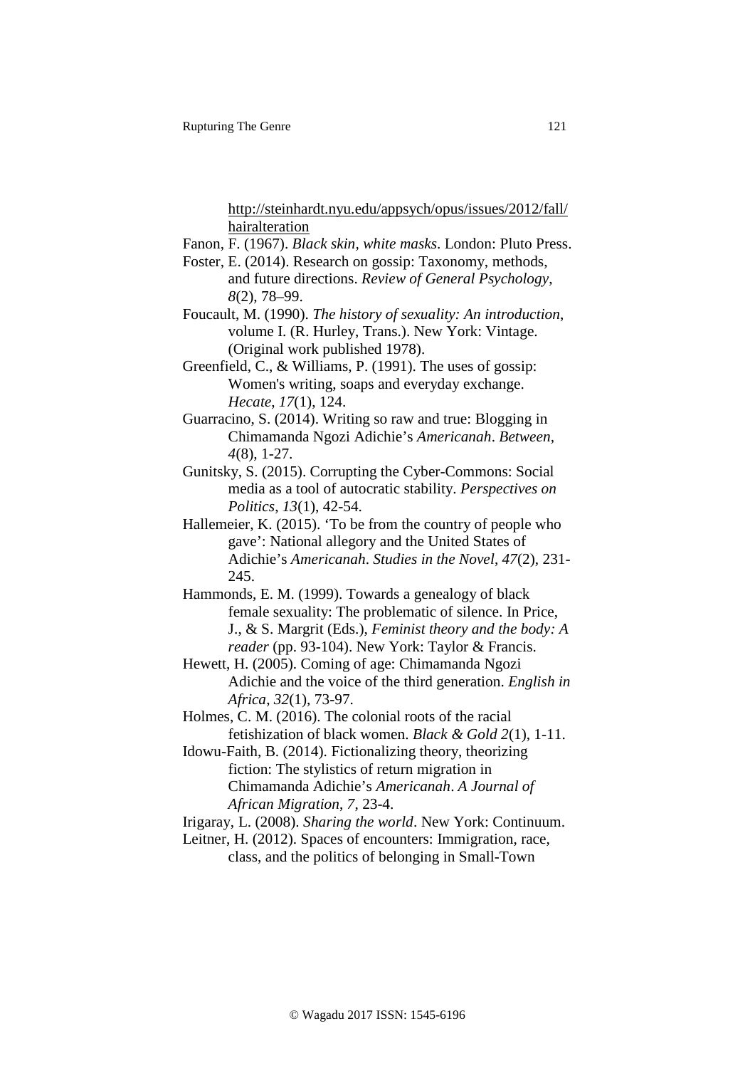http://steinhardt.nyu.edu/appsych/opus/issues/2012/fall/hairalteration

Fanon, F. (1967). *Black skin, white masks*. London: Pluto Press.

Foster, E. (2014). Research on gossip: Taxonomy, methods, and future directions. *Review of General Psychology*, *8*(2), 78–99.

Foucault, M. (1990). *The history of sexuality: An introduction*, volume I. (R. Hurley, Trans.). New York: Vintage. (Original work published 1978).

Greenfield, C., & Williams, P. (1991). The uses of gossip: Women's writing, soaps and everyday exchange. *Hecate*, *17*(1), 124.

Guarracino, S. (2014). Writing so raw and true: Blogging in Chimamanda Ngozi Adichie's *Americanah*. *Between*, *4*(8), 1-27.

Gunitsky, S. (2015). Corrupting the Cyber-Commons: Social media as a tool of autocratic stability. *Perspectives on Politics*, *13*(1), 42-54.

Hallemeier, K. (2015). 'To be from the country of people who gave': National allegory and the United States of Adichie's *Americanah*. *Studies in the Novel*, *47*(2), 231-245.

Hammonds, E. M. (1999). Towards a genealogy of black female sexuality: The problematic of silence. In Price, J., & S. Margrit (Eds.), *Feminist theory and the body: A reader* (pp. 93-104). New York: Taylor & Francis.

Hewett, H. (2005). Coming of age: Chimamanda Ngozi Adichie and the voice of the third generation. *English in Africa*, *32*(1), 73-97.

Holmes, C. M. (2016). The colonial roots of the racial fetishization of black women. *Black & Gold 2*(1), 1-11.

Idowu-Faith, B. (2014). Fictionalizing theory, theorizing fiction: The stylistics of return migration in Chimamanda Adichie's *Americanah*. *A Journal of African Migration*, *7*, 23-4.

Irigaray, L. (2008). *Sharing the world*. New York: Continuum.

Leitner, H. (2012). Spaces of encounters: Immigration, race, class, and the politics of belonging in Small-Town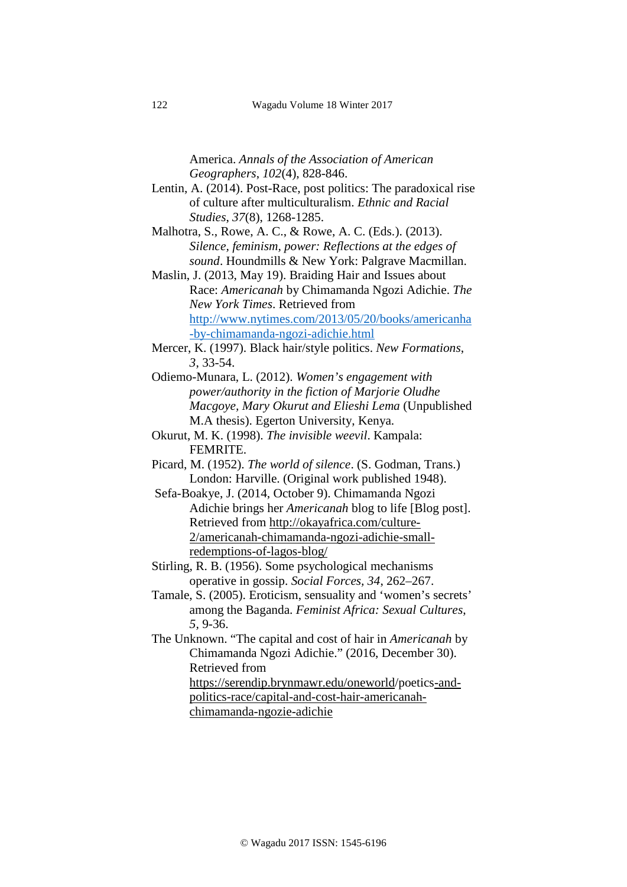America. *Annals of the Association of American Geographers*, *102*(4), 828-846.

Lentin, A. (2014). Post-Race, post politics: The paradoxical rise of culture after multiculturalism. *Ethnic and Racial Studies*, *37*(8), 1268-1285.

Malhotra, S., Rowe, A. C., & Rowe, A. C. (Eds.). (2013). *Silence, feminism, power: Reflections at the edges of sound*. Houndmills & New York: Palgrave Macmillan.

Maslin, J. (2013, May 19). Braiding Hair and Issues about Race: *Americanah* by Chimamanda Ngozi Adichie. *The New York Times*. Retrieved from http://www.nytimes.com/2013/05/20/books/americanha-by-chimamanda-ngozi-adichie.html

Mercer, K. (1997). Black hair/style politics. *New Formations*, *3*, 33-54.

Odiemo-Munara, L. (2012). *Women's engagement with power/authority in the fiction of Marjorie Oludhe Macgoye, Mary Okurut and Elieshi Lema* (Unpublished M.A thesis). Egerton University, Kenya.

Okurut, M. K. (1998). *The invisible weevil*. Kampala: FEMRITE.

Picard, M. (1952). *The world of silence*. (S. Godman, Trans.) London: Harville. (Original work published 1948).

Sefa-Boakye, J. (2014, October 9). Chimamanda Ngozi Adichie brings her *Americanah* blog to life [Blog post]. Retrieved from http://okayafrica.com/culture-2/americanah-chimamanda-ngozi-adichie-small-redemptions-of-lagos-blog/

Stirling, R. B. (1956). Some psychological mechanisms operative in gossip. *Social Forces*, *34*, 262–267.

Tamale, S. (2005). Eroticism, sensuality and 'women's secrets' among the Baganda. *Feminist Africa: Sexual Cultures*, *5*, 9-36.

The Unknown. "The capital and cost of hair in *Americanah* by Chimamanda Ngozi Adichie." (2016, December 30). Retrieved from https://serendip.brynmawr.edu/oneworld/poetics-and-politics-race/capital-and-cost-hair-americanah-chimamanda-ngozie-adichie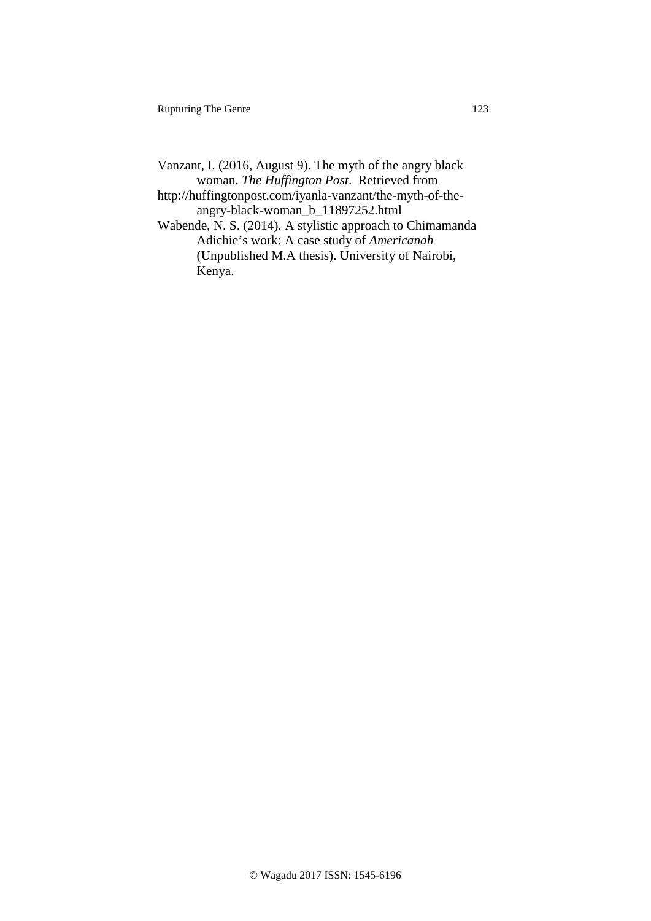Vanzant, I. (2016, August 9). The myth of the angry black woman. *The Huffington Post*. Retrieved from http://huffingtonpost.com/iyanla-vanzant/the-myth-of-the-angry-black-woman_b_11897252.html

Wabende, N. S. (2014). A stylistic approach to Chimamanda Adichie's work: A case study of *Americanah* (Unpublished M.A thesis). University of Nairobi, Kenya.